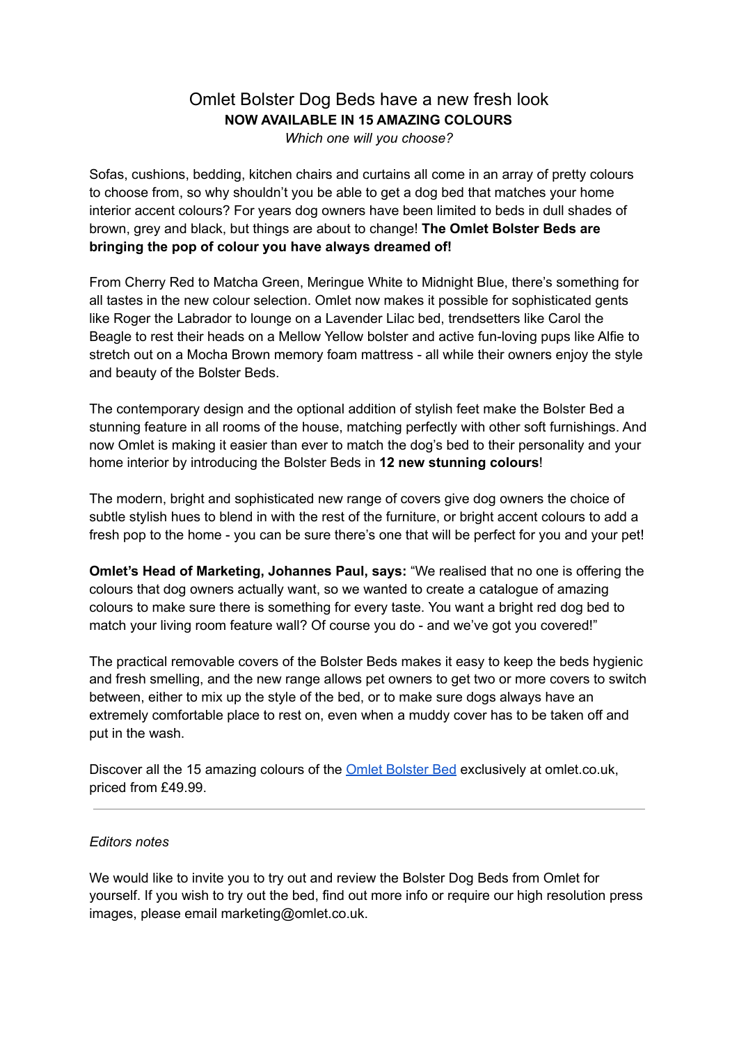# Omlet Bolster Dog Beds have a new fresh look

**NOW AVAILABLE IN 15 AMAZING COLOURS**

*Which one will you choose?*

Sofas, cushions, bedding, kitchen chairs and curtains all come in an array of pretty colours to choose from, so why shouldn't you be able to get a dog bed that matches your home interior accent colours? For years dog owners have been limited to beds in dull shades of brown, grey and black, but things are about to change! **The Omlet Bolster Beds are bringing the pop of colour you have always dreamed of!**

From Cherry Red to Matcha Green, Meringue White to Midnight Blue, there's something for all tastes in the new colour selection. Omlet now makes it possible for sophisticated gents like Roger the Labrador to lounge on a Lavender Lilac bed, trendsetters like Carol the Beagle to rest their heads on a Mellow Yellow bolster and active fun-loving pups like Alfie to stretch out on a Mocha Brown memory foam mattress - all while their owners enjoy the style and beauty of the Bolster Beds.

The contemporary design and the optional addition of stylish feet make the Bolster Bed a stunning feature in all rooms of the house, matching perfectly with other soft furnishings. And now Omlet is making it easier than ever to match the dog's bed to their personality and your home interior by introducing the Bolster Beds in **12 new stunning colours**!

The modern, bright and sophisticated new range of covers give dog owners the choice of subtle stylish hues to blend in with the rest of the furniture, or bright accent colours to add a fresh pop to the home - you can be sure there's one that will be perfect for you and your pet!

**Omlet's Head of Marketing, Johannes Paul, says:** "We realised that no one is offering the colours that dog owners actually want, so we wanted to create a catalogue of amazing colours to make sure there is something for every taste. You want a bright red dog bed to match your living room feature wall? Of course you do - and we've got you covered!"

The practical removable covers of the Bolster Beds makes it easy to keep the beds hygienic and fresh smelling, and the new range allows pet owners to get two or more covers to switch between, either to mix up the style of the bed, or to make sure dogs always have an extremely comfortable place to rest on, even when a muddy cover has to be taken off and put in the wash.

Discover all the 15 amazing colours of the [Omlet Bolster Bed]() exclusively at omlet.co.uk, priced from £49.99.

---

*Editors notes*

We would like to invite you to try out and review the Bolster Dog Beds from Omlet for yourself. If you wish to try out the bed, find out more info or require our high resolution press images, please email marketing@omlet.co.uk.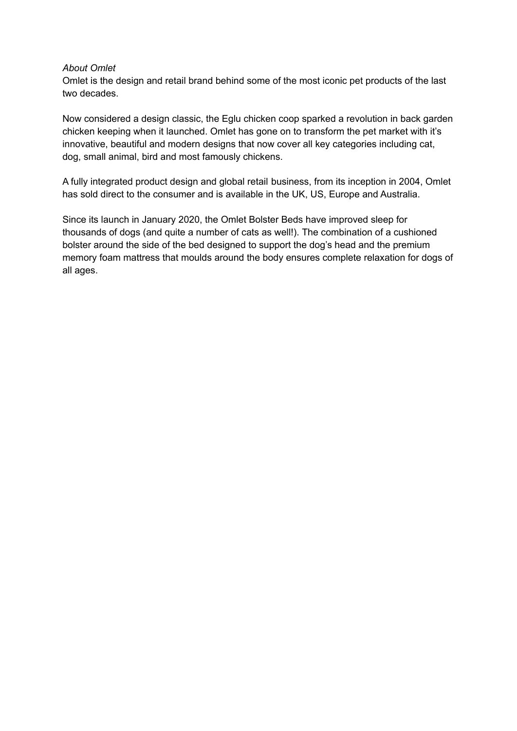*About Omlet*

Omlet is the design and retail brand behind some of the most iconic pet products of the last two decades.

Now considered a design classic, the Eglu chicken coop sparked a revolution in back garden chicken keeping when it launched. Omlet has gone on to transform the pet market with it's innovative, beautiful and modern designs that now cover all key categories including cat, dog, small animal, bird and most famously chickens.

A fully integrated product design and global retail business, from its inception in 2004, Omlet has sold direct to the consumer and is available in the UK, US, Europe and Australia.

Since its launch in January 2020, the Omlet Bolster Beds have improved sleep for thousands of dogs (and quite a number of cats as well!). The combination of a cushioned bolster around the side of the bed designed to support the dog's head and the premium memory foam mattress that moulds around the body ensures complete relaxation for dogs of all ages.